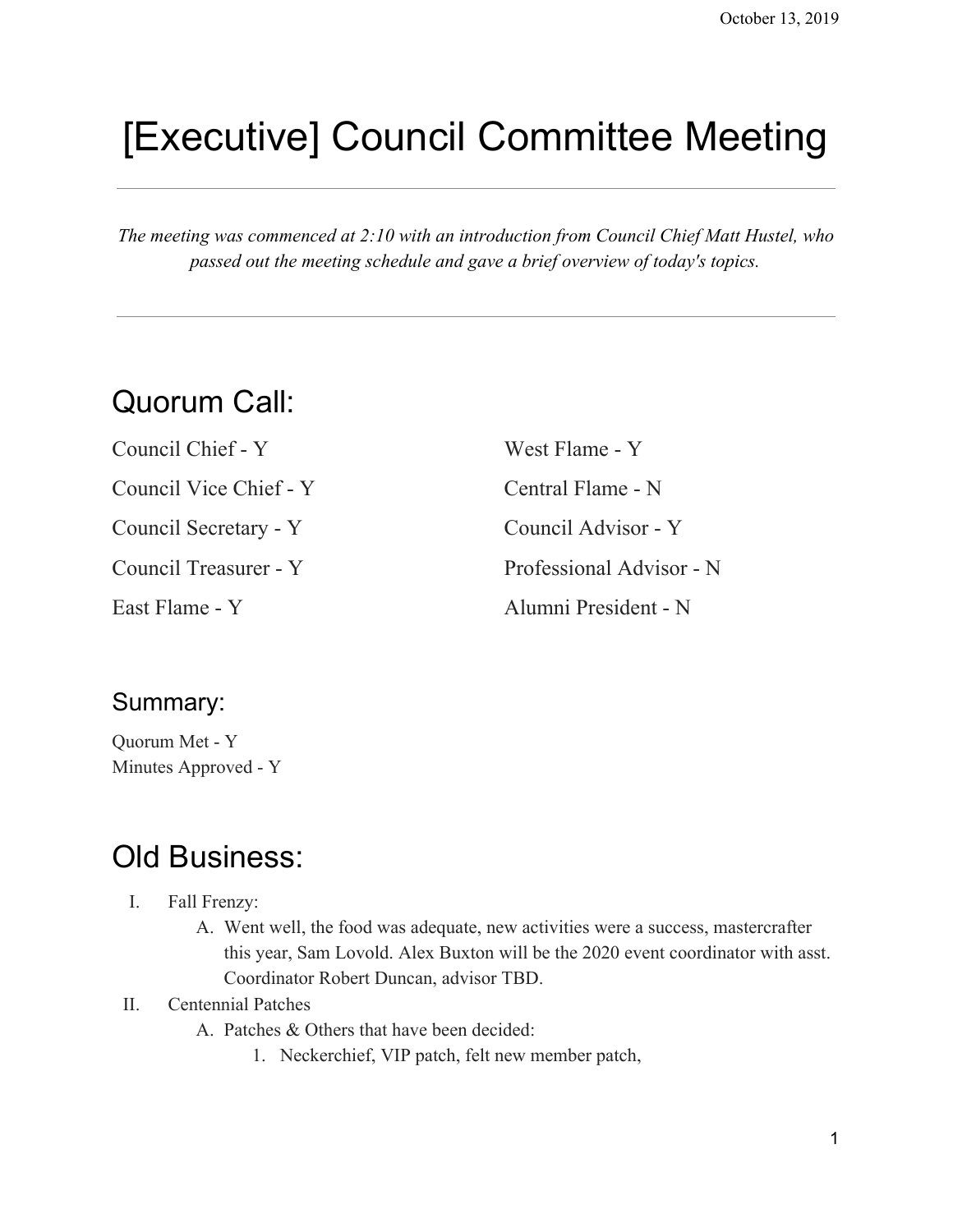October 13, 2019

# [Executive] Council Committee Meeting

---

*The meeting was commenced at 2:10 with an introduction from Council Chief Matt Hustel, who passed out the meeting schedule and gave a brief overview of today's topics.*

---

## Quorum Call:

Council Chief - Y

Council Vice Chief - Y

Council Secretary - Y

Council Treasurer - Y

East Flame - Y

West Flame - Y

Central Flame - N

Council Advisor - Y

Professional Advisor - N

Alumni President - N

### Summary:

Quorum Met - Y
Minutes Approved - Y

## Old Business:

I. Fall Frenzy:
   A. Went well, the food was adequate, new activities were a success, mastercrafter this year, Sam Lovold. Alex Buxton will be the 2020 event coordinator with asst. Coordinator Robert Duncan, advisor TBD.

II. Centennial Patches
   A. Patches & Others that have been decided:
      1. Neckerchief, VIP patch, felt new member patch,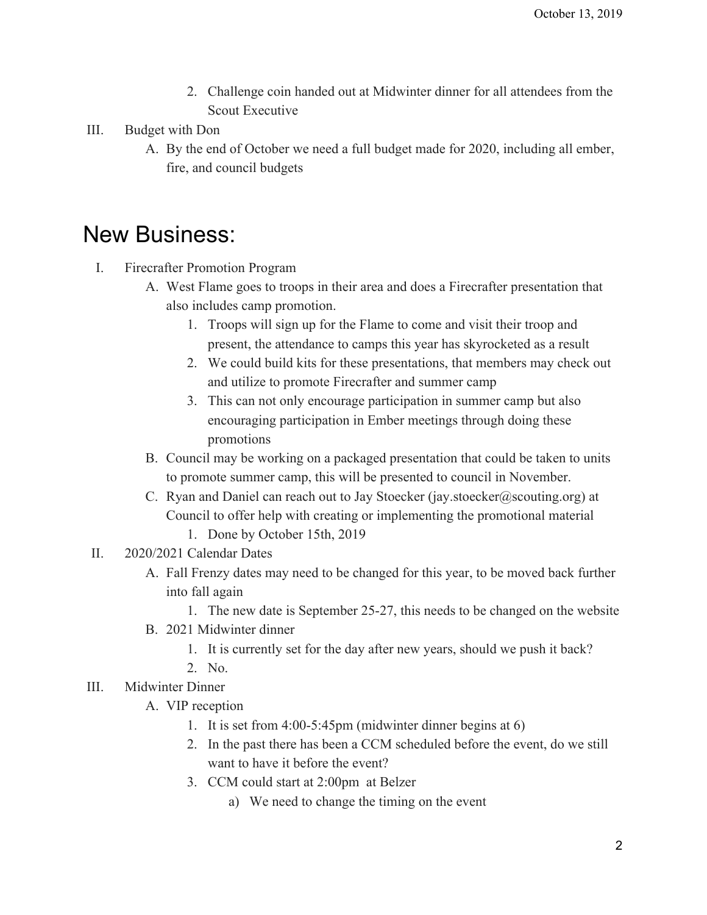2. Challenge coin handed out at Midwinter dinner for all attendees from the Scout Executive

III. Budget with Don
   A. By the end of October we need a full budget made for 2020, including all ember, fire, and council budgets

# New Business:

I. Firecrafter Promotion Program
   A. West Flame goes to troops in their area and does a Firecrafter presentation that also includes camp promotion.
      1. Troops will sign up for the Flame to come and visit their troop and present, the attendance to camps this year has skyrocketed as a result
      2. We could build kits for these presentations, that members may check out and utilize to promote Firecrafter and summer camp
      3. This can not only encourage participation in summer camp but also encouraging participation in Ember meetings through doing these promotions
   B. Council may be working on a packaged presentation that could be taken to units to promote summer camp, this will be presented to council in November.
   C. Ryan and Daniel can reach out to Jay Stoecker (jay.stoecker@scouting.org) at Council to offer help with creating or implementing the promotional material
      1. Done by October 15th, 2019

II. 2020/2021 Calendar Dates
   A. Fall Frenzy dates may need to be changed for this year, to be moved back further into fall again
      1. The new date is September 25-27, this needs to be changed on the website
   B. 2021 Midwinter dinner
      1. It is currently set for the day after new years, should we push it back?
      2. No.

III. Midwinter Dinner
   A. VIP reception
      1. It is set from 4:00-5:45pm (midwinter dinner begins at 6)
      2. In the past there has been a CCM scheduled before the event, do we still want to have it before the event?
      3. CCM could start at 2:00pm at Belzer
         a) We need to change the timing on the event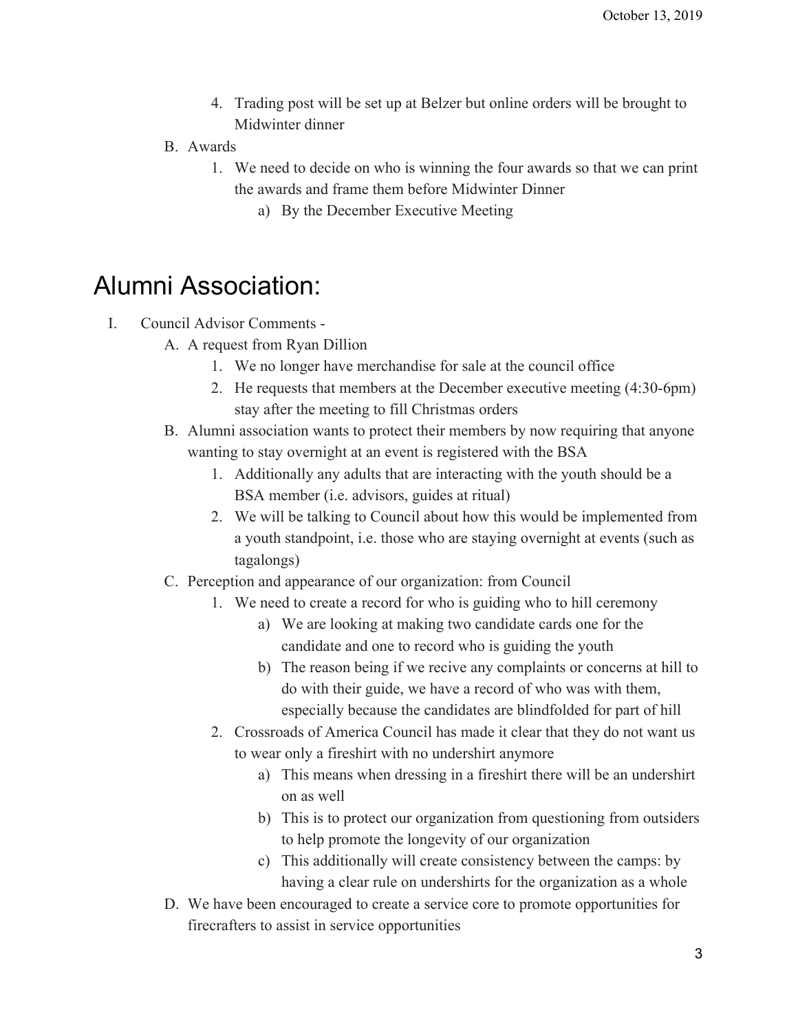4. Trading post will be set up at Belzer but online orders will be brought to Midwinter dinner

B. Awards
   1. We need to decide on who is winning the four awards so that we can print the awards and frame them before Midwinter Dinner
      a) By the December Executive Meeting

# Alumni Association:

I. Council Advisor Comments -
   A. A request from Ryan Dillion
      1. We no longer have merchandise for sale at the council office
      2. He requests that members at the December executive meeting (4:30-6pm) stay after the meeting to fill Christmas orders
   B. Alumni association wants to protect their members by now requiring that anyone wanting to stay overnight at an event is registered with the BSA
      1. Additionally any adults that are interacting with the youth should be a BSA member (i.e. advisors, guides at ritual)
      2. We will be talking to Council about how this would be implemented from a youth standpoint, i.e. those who are staying overnight at events (such as tagalongs)
   C. Perception and appearance of our organization: from Council
      1. We need to create a record for who is guiding who to hill ceremony
         a) We are looking at making two candidate cards one for the candidate and one to record who is guiding the youth
         b) The reason being if we recive any complaints or concerns at hill to do with their guide, we have a record of who was with them, especially because the candidates are blindfolded for part of hill
      2. Crossroads of America Council has made it clear that they do not want us to wear only a fireshirt with no undershirt anymore
         a) This means when dressing in a fireshirt there will be an undershirt on as well
         b) This is to protect our organization from questioning from outsiders to help promote the longevity of our organization
         c) This additionally will create consistency between the camps: by having a clear rule on undershirts for the organization as a whole
   D. We have been encouraged to create a service core to promote opportunities for firecrafters to assist in service opportunities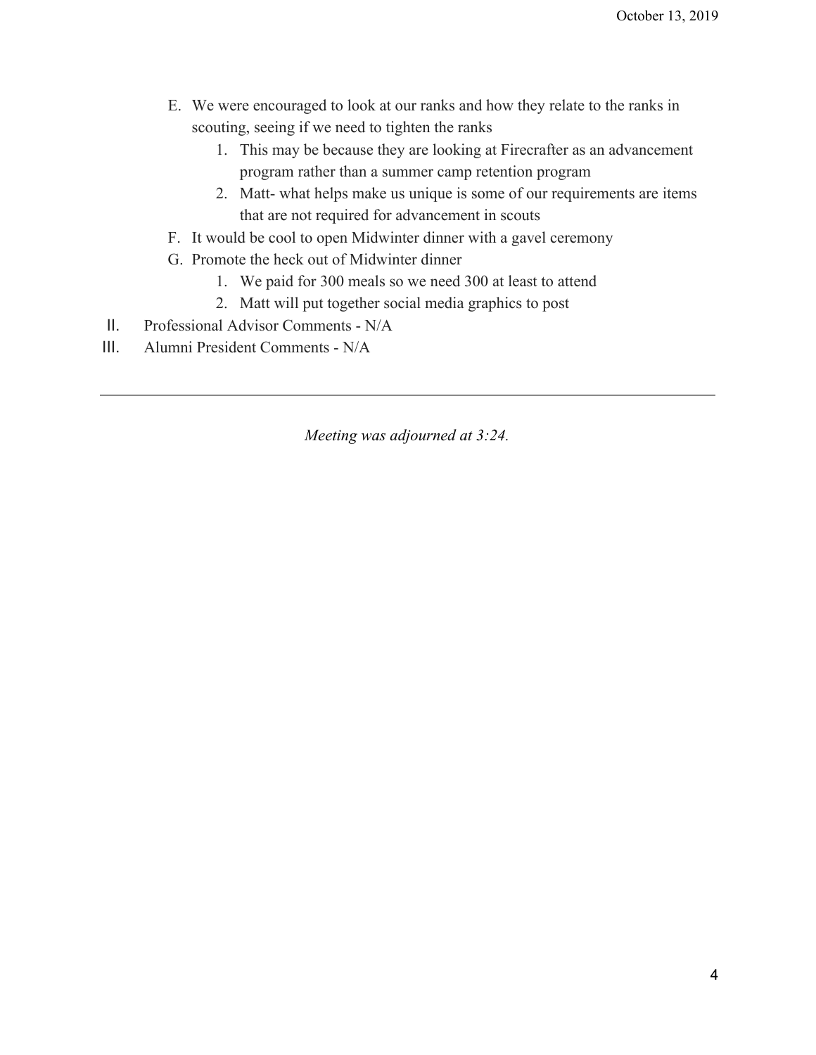E. We were encouraged to look at our ranks and how they relate to the ranks in scouting, seeing if we need to tighten the ranks
    1. This may be because they are looking at Firecrafter as an advancement program rather than a summer camp retention program
    2. Matt- what helps make us unique is some of our requirements are items that are not required for advancement in scouts

F. It would be cool to open Midwinter dinner with a gavel ceremony

G. Promote the heck out of Midwinter dinner
    1. We paid for 300 meals so we need 300 at least to attend
    2. Matt will put together social media graphics to post

II. Professional Advisor Comments - N/A

III. Alumni President Comments - N/A

---

*Meeting was adjourned at 3:24.*